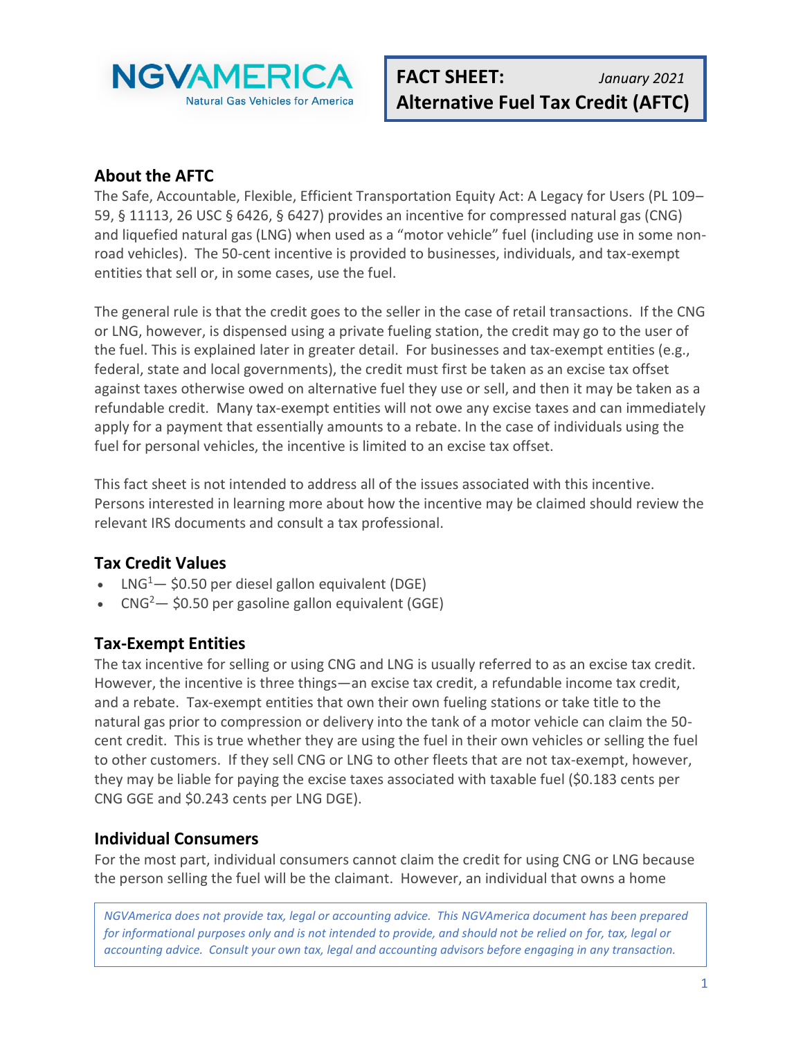NGVAMERICA
Natural Gas Vehicles for America

**FACT SHEET:** *January 2021*
**Alternative Fuel Tax Credit (AFTC)**

## About the AFTC

The Safe, Accountable, Flexible, Efficient Transportation Equity Act: A Legacy for Users (PL 109–59, § 11113, 26 USC § 6426, § 6427) provides an incentive for compressed natural gas (CNG) and liquefied natural gas (LNG) when used as a "motor vehicle" fuel (including use in some non-road vehicles). The 50-cent incentive is provided to businesses, individuals, and tax-exempt entities that sell or, in some cases, use the fuel.

The general rule is that the credit goes to the seller in the case of retail transactions. If the CNG or LNG, however, is dispensed using a private fueling station, the credit may go to the user of the fuel. This is explained later in greater detail. For businesses and tax-exempt entities (e.g., federal, state and local governments), the credit must first be taken as an excise tax offset against taxes otherwise owed on alternative fuel they use or sell, and then it may be taken as a refundable credit. Many tax-exempt entities will not owe any excise taxes and can immediately apply for a payment that essentially amounts to a rebate. In the case of individuals using the fuel for personal vehicles, the incentive is limited to an excise tax offset.

This fact sheet is not intended to address all of the issues associated with this incentive. Persons interested in learning more about how the incentive may be claimed should review the relevant IRS documents and consult a tax professional.

## Tax Credit Values

- LNG[1]— $0.50 per diesel gallon equivalent (DGE)
- CNG[2]— $0.50 per gasoline gallon equivalent (GGE)

## Tax-Exempt Entities

The tax incentive for selling or using CNG and LNG is usually referred to as an excise tax credit. However, the incentive is three things—an excise tax credit, a refundable income tax credit, and a rebate. Tax-exempt entities that own their own fueling stations or take title to the natural gas prior to compression or delivery into the tank of a motor vehicle can claim the 50-cent credit. This is true whether they are using the fuel in their own vehicles or selling the fuel to other customers. If they sell CNG or LNG to other fleets that are not tax-exempt, however, they may be liable for paying the excise taxes associated with taxable fuel ($0.183 cents per CNG GGE and $0.243 cents per LNG DGE).

## Individual Consumers

For the most part, individual consumers cannot claim the credit for using CNG or LNG because the person selling the fuel will be the claimant. However, an individual that owns a home

*NGVAmerica does not provide tax, legal or accounting advice. This NGVAmerica document has been prepared for informational purposes only and is not intended to provide, and should not be relied on for, tax, legal or accounting advice. Consult your own tax, legal and accounting advisors before engaging in any transaction.*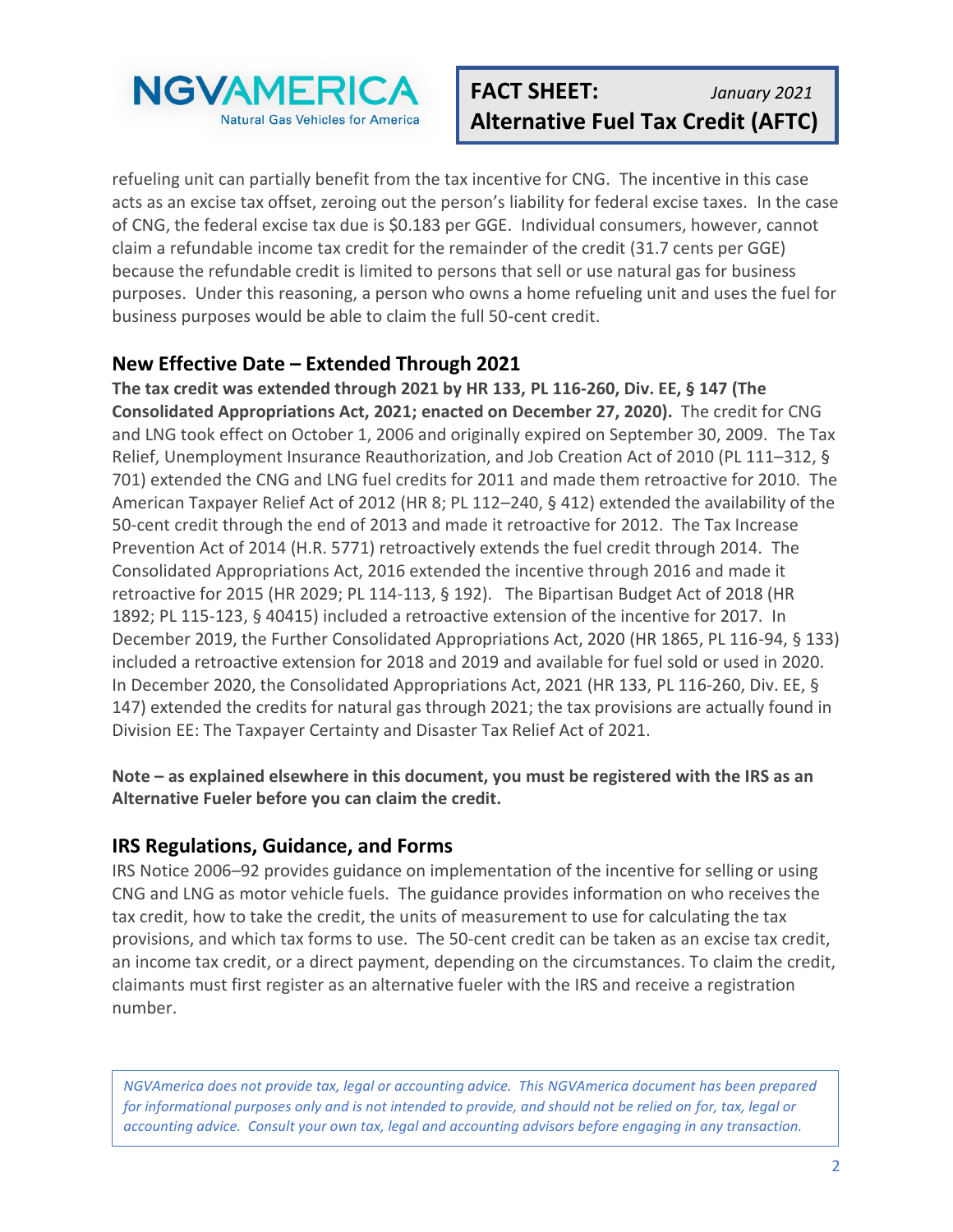refueling unit can partially benefit from the tax incentive for CNG. The incentive in this case acts as an excise tax offset, zeroing out the person's liability for federal excise taxes. In the case of CNG, the federal excise tax due is $0.183 per GGE. Individual consumers, however, cannot claim a refundable income tax credit for the remainder of the credit (31.7 cents per GGE) because the refundable credit is limited to persons that sell or use natural gas for business purposes. Under this reasoning, a person who owns a home refueling unit and uses the fuel for business purposes would be able to claim the full 50-cent credit.

## New Effective Date – Extended Through 2021

**The tax credit was extended through 2021 by HR 133, PL 116-260, Div. EE, § 147 (The Consolidated Appropriations Act, 2021; enacted on December 27, 2020).** The credit for CNG and LNG took effect on October 1, 2006 and originally expired on September 30, 2009. The Tax Relief, Unemployment Insurance Reauthorization, and Job Creation Act of 2010 (PL 111–312, § 701) extended the CNG and LNG fuel credits for 2011 and made them retroactive for 2010. The American Taxpayer Relief Act of 2012 (HR 8; PL 112–240, § 412) extended the availability of the 50-cent credit through the end of 2013 and made it retroactive for 2012. The Tax Increase Prevention Act of 2014 (H.R. 5771) retroactively extends the fuel credit through 2014. The Consolidated Appropriations Act, 2016 extended the incentive through 2016 and made it retroactive for 2015 (HR 2029; PL 114-113, § 192). The Bipartisan Budget Act of 2018 (HR 1892; PL 115-123, § 40415) included a retroactive extension of the incentive for 2017. In December 2019, the Further Consolidated Appropriations Act, 2020 (HR 1865, PL 116-94, § 133) included a retroactive extension for 2018 and 2019 and available for fuel sold or used in 2020. In December 2020, the Consolidated Appropriations Act, 2021 (HR 133, PL 116-260, Div. EE, § 147) extended the credits for natural gas through 2021; the tax provisions are actually found in Division EE: The Taxpayer Certainty and Disaster Tax Relief Act of 2021.

**Note – as explained elsewhere in this document, you must be registered with the IRS as an Alternative Fueler before you can claim the credit.**

## IRS Regulations, Guidance, and Forms

IRS Notice 2006–92 provides guidance on implementation of the incentive for selling or using CNG and LNG as motor vehicle fuels. The guidance provides information on who receives the tax credit, how to take the credit, the units of measurement to use for calculating the tax provisions, and which tax forms to use. The 50-cent credit can be taken as an excise tax credit, an income tax credit, or a direct payment, depending on the circumstances. To claim the credit, claimants must first register as an alternative fueler with the IRS and receive a registration number.

*NGVAmerica does not provide tax, legal or accounting advice. This NGVAmerica document has been prepared for informational purposes only and is not intended to provide, and should not be relied on for, tax, legal or accounting advice. Consult your own tax, legal and accounting advisors before engaging in any transaction.*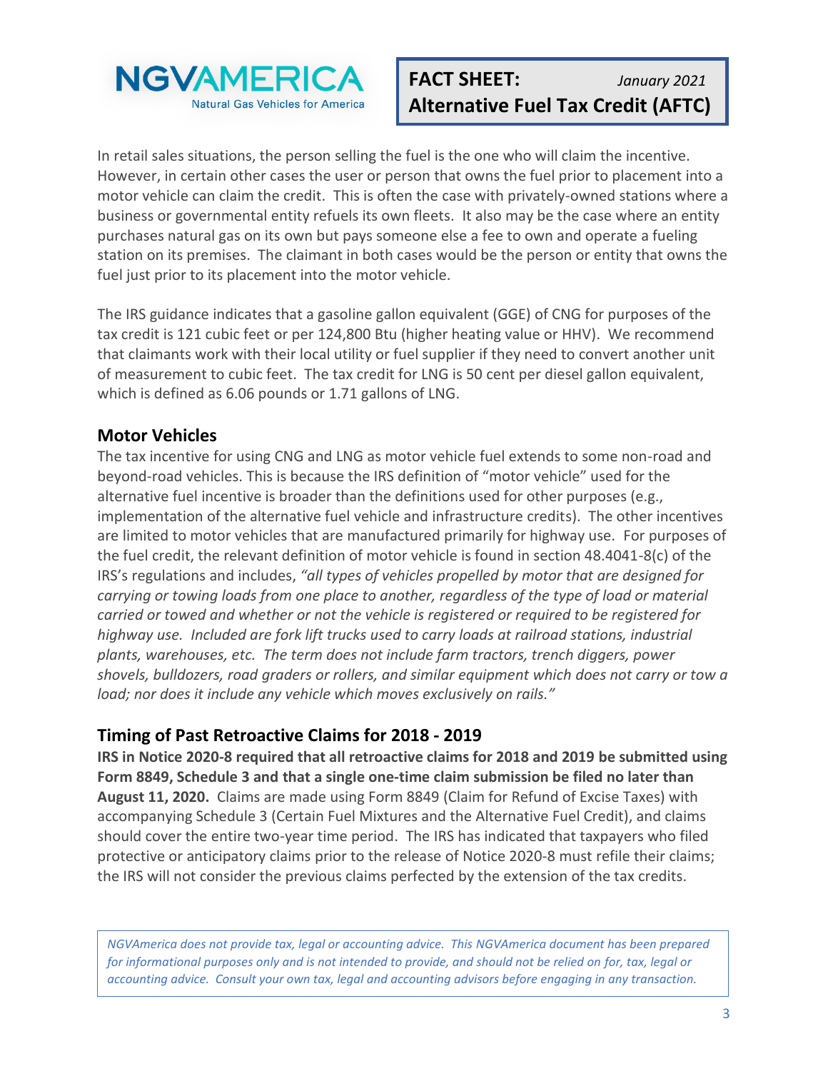In retail sales situations, the person selling the fuel is the one who will claim the incentive. However, in certain other cases the user or person that owns the fuel prior to placement into a motor vehicle can claim the credit. This is often the case with privately-owned stations where a business or governmental entity refuels its own fleets. It also may be the case where an entity purchases natural gas on its own but pays someone else a fee to own and operate a fueling station on its premises. The claimant in both cases would be the person or entity that owns the fuel just prior to its placement into the motor vehicle.

The IRS guidance indicates that a gasoline gallon equivalent (GGE) of CNG for purposes of the tax credit is 121 cubic feet or per 124,800 Btu (higher heating value or HHV). We recommend that claimants work with their local utility or fuel supplier if they need to convert another unit of measurement to cubic feet. The tax credit for LNG is 50 cent per diesel gallon equivalent, which is defined as 6.06 pounds or 1.71 gallons of LNG.

## Motor Vehicles

The tax incentive for using CNG and LNG as motor vehicle fuel extends to some non-road and beyond-road vehicles. This is because the IRS definition of "motor vehicle" used for the alternative fuel incentive is broader than the definitions used for other purposes (e.g., implementation of the alternative fuel vehicle and infrastructure credits). The other incentives are limited to motor vehicles that are manufactured primarily for highway use. For purposes of the fuel credit, the relevant definition of motor vehicle is found in section 48.4041-8(c) of the IRS's regulations and includes, *"all types of vehicles propelled by motor that are designed for carrying or towing loads from one place to another, regardless of the type of load or material carried or towed and whether or not the vehicle is registered or required to be registered for highway use. Included are fork lift trucks used to carry loads at railroad stations, industrial plants, warehouses, etc. The term does not include farm tractors, trench diggers, power shovels, bulldozers, road graders or rollers, and similar equipment which does not carry or tow a load; nor does it include any vehicle which moves exclusively on rails."*

## Timing of Past Retroactive Claims for 2018 - 2019

**IRS in Notice 2020-8 required that all retroactive claims for 2018 and 2019 be submitted using Form 8849, Schedule 3 and that a single one-time claim submission be filed no later than August 11, 2020.** Claims are made using Form 8849 (Claim for Refund of Excise Taxes) with accompanying Schedule 3 (Certain Fuel Mixtures and the Alternative Fuel Credit), and claims should cover the entire two-year time period. The IRS has indicated that taxpayers who filed protective or anticipatory claims prior to the release of Notice 2020-8 must refile their claims; the IRS will not consider the previous claims perfected by the extension of the tax credits.

*NGVAmerica does not provide tax, legal or accounting advice. This NGVAmerica document has been prepared for informational purposes only and is not intended to provide, and should not be relied on for, tax, legal or accounting advice. Consult your own tax, legal and accounting advisors before engaging in any transaction.*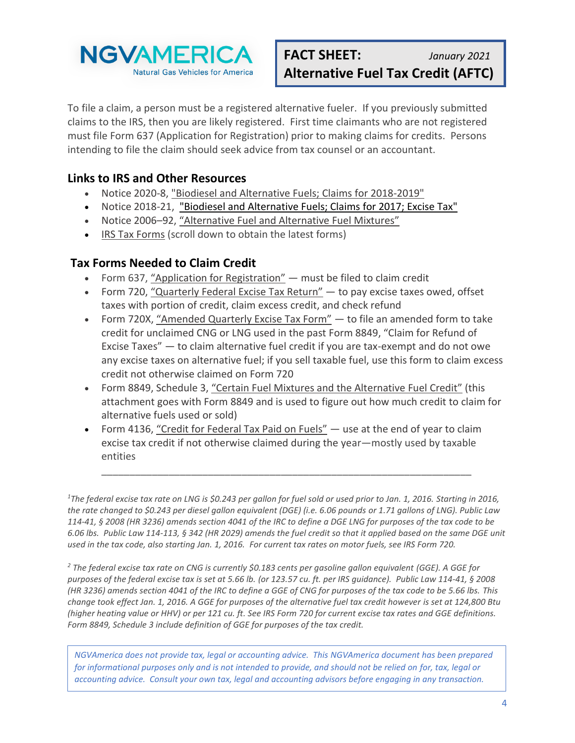To file a claim, a person must be a registered alternative fueler. If you previously submitted claims to the IRS, then you are likely registered. First time claimants who are not registered must file Form 637 (Application for Registration) prior to making claims for credits. Persons intending to file the claim should seek advice from tax counsel or an accountant.

## Links to IRS and Other Resources

- Notice 2020-8, "Biodiesel and Alternative Fuels; Claims for 2018-2019"
- Notice 2018-21, "Biodiesel and Alternative Fuels; Claims for 2017; Excise Tax"
- Notice 2006–92, "Alternative Fuel and Alternative Fuel Mixtures"
- IRS Tax Forms (scroll down to obtain the latest forms)

## Tax Forms Needed to Claim Credit

- Form 637, "Application for Registration" — must be filed to claim credit
- Form 720, "Quarterly Federal Excise Tax Return" — to pay excise taxes owed, offset taxes with portion of credit, claim excess credit, and check refund
- Form 720X, "Amended Quarterly Excise Tax Form" — to file an amended form to take credit for unclaimed CNG or LNG used in the past Form 8849, "Claim for Refund of Excise Taxes" — to claim alternative fuel credit if you are tax-exempt and do not owe any excise taxes on alternative fuel; if you sell taxable fuel, use this form to claim excess credit not otherwise claimed on Form 720
- Form 8849, Schedule 3, "Certain Fuel Mixtures and the Alternative Fuel Credit" (this attachment goes with Form 8849 and is used to figure out how much credit to claim for alternative fuels used or sold)
- Form 4136, "Credit for Federal Tax Paid on Fuels" — use at the end of year to claim excise tax credit if not otherwise claimed during the year—mostly used by taxable entities

---

*[1]The federal excise tax rate on LNG is $0.243 per gallon for fuel sold or used prior to Jan. 1, 2016. Starting in 2016, the rate changed to $0.243 per diesel gallon equivalent (DGE) (i.e. 6.06 pounds or 1.71 gallons of LNG). Public Law 114-41, § 2008 (HR 3236) amends section 4041 of the IRC to define a DGE LNG for purposes of the tax code to be 6.06 lbs. Public Law 114-113, § 342 (HR 2029) amends the fuel credit so that it applied based on the same DGE unit used in the tax code, also starting Jan. 1, 2016. For current tax rates on motor fuels, see IRS Form 720.*

*[2] The federal excise tax rate on CNG is currently $0.183 cents per gasoline gallon equivalent (GGE). A GGE for purposes of the federal excise tax is set at 5.66 lb. (or 123.57 cu. ft. per IRS guidance). Public Law 114-41, § 2008 (HR 3236) amends section 4041 of the IRC to define a GGE of CNG for purposes of the tax code to be 5.66 lbs. This change took effect Jan. 1, 2016. A GGE for purposes of the alternative fuel tax credit however is set at 124,800 Btu (higher heating value or HHV) or per 121 cu. ft. See IRS Form 720 for current excise tax rates and GGE definitions. Form 8849, Schedule 3 include definition of GGE for purposes of the tax credit.*

*NGVAmerica does not provide tax, legal or accounting advice. This NGVAmerica document has been prepared for informational purposes only and is not intended to provide, and should not be relied on for, tax, legal or accounting advice. Consult your own tax, legal and accounting advisors before engaging in any transaction.*